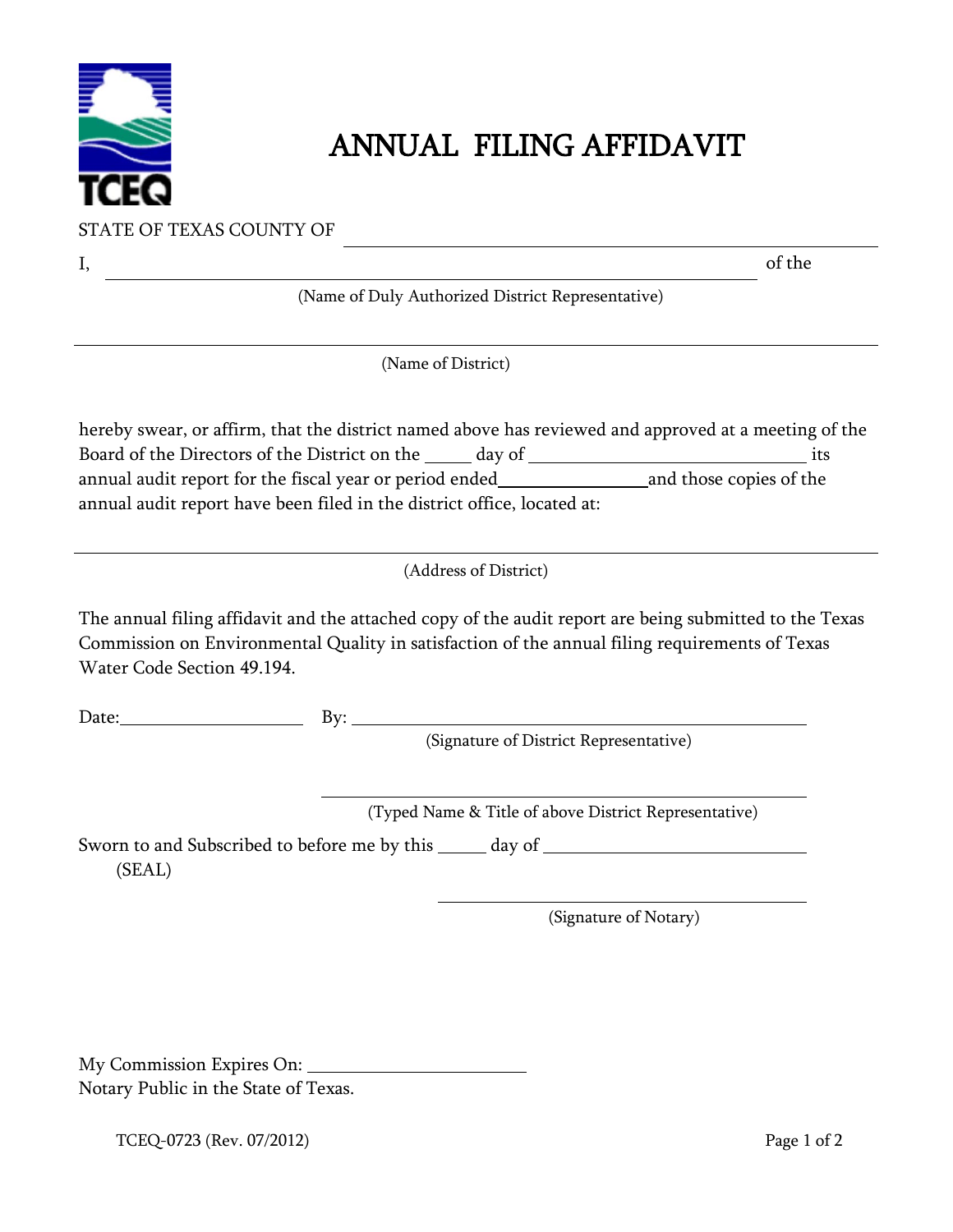# ANNUAL FILING AFFIDAVIT

STATE OF TEXAS COUNTY OF ______________________________

I, ______________________________________________ of the

(Name of Duly Authorized District Representative)

______________________________________________________________

(Name of District)

hereby swear, or affirm, that the district named above has reviewed and approved at a meeting of the Board of the Directors of the District on the _____ day of ______________________ its annual audit report for the fiscal year or period ended ______________ and those copies of the annual audit report have been filed in the district office, located at:

______________________________________________________________

(Address of District)

The annual filing affidavit and the attached copy of the audit report are being submitted to the Texas Commission on Environmental Quality in satisfaction of the annual filing requirements of Texas Water Code Section 49.194.

Date: __________________ By: ______________________________________

(Signature of District Representative)

______________________________________

(Typed Name & Title of above District Representative)

Sworn to and Subscribed to before me by this _____ day of ______________________

(SEAL)

______________________________

(Signature of Notary)

My Commission Expires On: ______________________

Notary Public in the State of Texas.

TCEQ-0723 (Rev. 07/2012)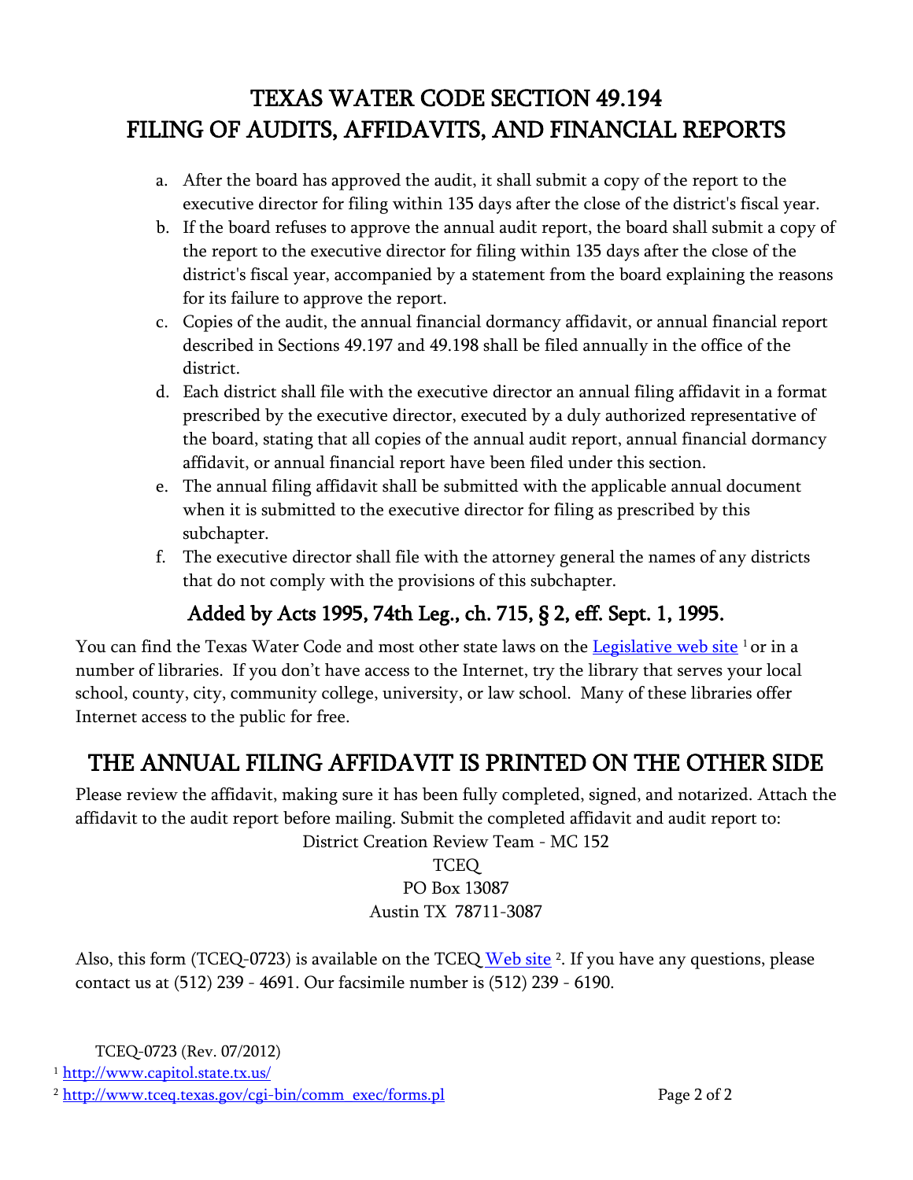# TEXAS WATER CODE SECTION 49.194
# FILING OF AUDITS, AFFIDAVITS, AND FINANCIAL REPORTS

a. After the board has approved the audit, it shall submit a copy of the report to the executive director for filing within 135 days after the close of the district's fiscal year.
b. If the board refuses to approve the annual audit report, the board shall submit a copy of the report to the executive director for filing within 135 days after the close of the district's fiscal year, accompanied by a statement from the board explaining the reasons for its failure to approve the report.
c. Copies of the audit, the annual financial dormancy affidavit, or annual financial report described in Sections 49.197 and 49.198 shall be filed annually in the office of the district.
d. Each district shall file with the executive director an annual filing affidavit in a format prescribed by the executive director, executed by a duly authorized representative of the board, stating that all copies of the annual audit report, annual financial dormancy affidavit, or annual financial report have been filed under this section.
e. The annual filing affidavit shall be submitted with the applicable annual document when it is submitted to the executive director for filing as prescribed by this subchapter.
f. The executive director shall file with the attorney general the names of any districts that do not comply with the provisions of this subchapter.

### Added by Acts 1995, 74th Leg., ch. 715, § 2, eff. Sept. 1, 1995.

You can find the Texas Water Code and most other state laws on the Legislative web site [1] or in a number of libraries. If you don't have access to the Internet, try the library that serves your local school, county, city, community college, university, or law school. Many of these libraries offer Internet access to the public for free.

## THE ANNUAL FILING AFFIDAVIT IS PRINTED ON THE OTHER SIDE

Please review the affidavit, making sure it has been fully completed, signed, and notarized. Attach the affidavit to the audit report before mailing. Submit the completed affidavit and audit report to:

District Creation Review Team - MC 152
TCEQ
PO Box 13087
Austin TX 78711-3087

Also, this form (TCEQ-0723) is available on the TCEQ Web site [2]. If you have any questions, please contact us at (512) 239 - 4691. Our facsimile number is (512) 239 - 6190.

TCEQ-0723 (Rev. 07/2012)

[1] http://www.capitol.state.tx.us/

[2] http://www.tceq.texas.gov/cgi-bin/comm_exec/forms.pl